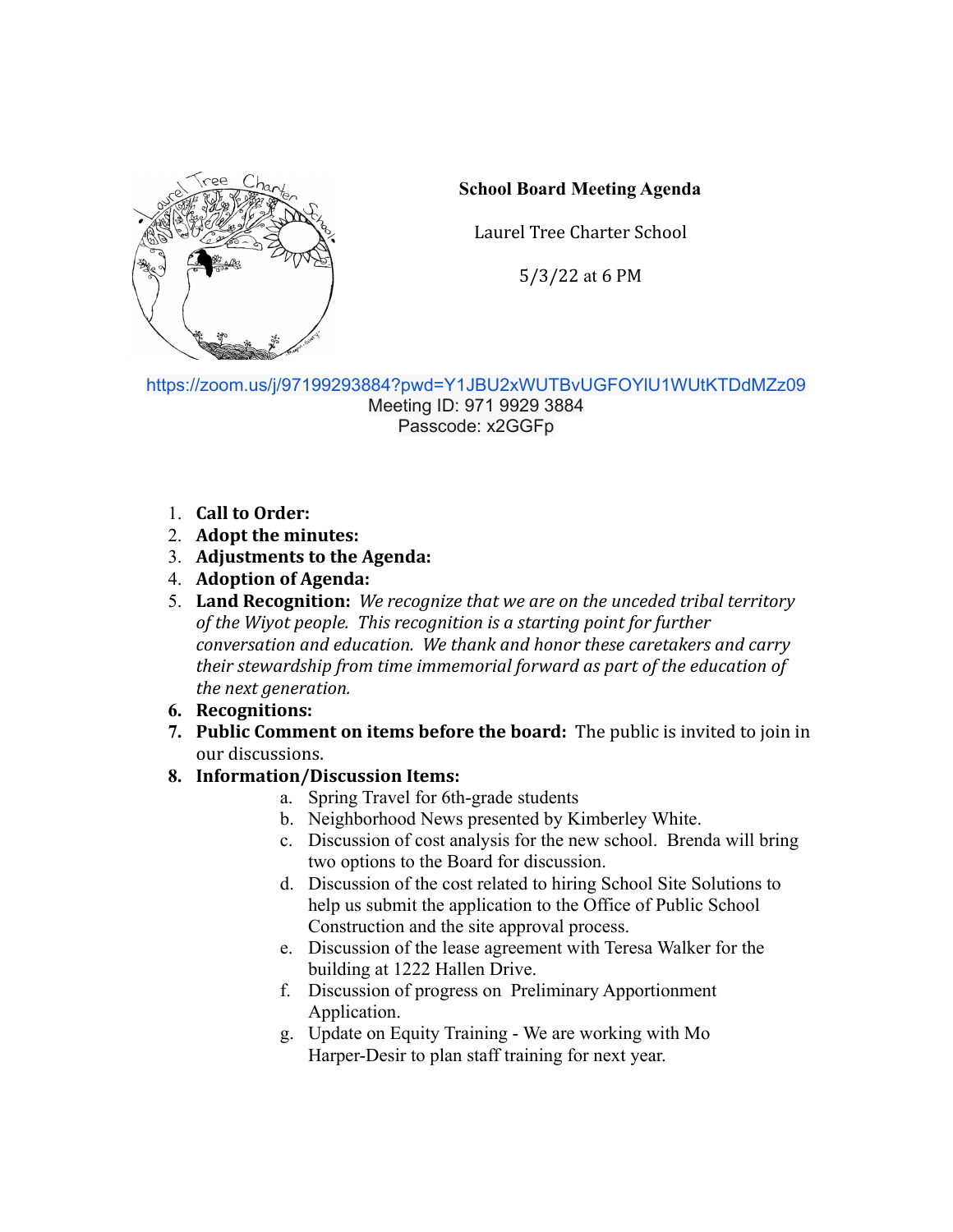**School Board Meeting Agenda**

Laurel Tree Charter School

5/3/22 at 6 PM

https://zoom.us/j/97199293884?pwd=Y1JBU2xWUTBvUGFOYlU1WUtKTDdMZz09
Meeting ID: 971 9929 3884
Passcode: x2GGFp

1. **Call to Order:**
2. **Adopt the minutes:**
3. **Adjustments to the Agenda:**
4. **Adoption of Agenda:**
5. **Land Recognition:** *We recognize that we are on the unceded tribal territory of the Wiyot people. This recognition is a starting point for further conversation and education. We thank and honor these caretakers and carry their stewardship from time immemorial forward as part of the education of the next generation.*
6. **Recognitions:**
7. **Public Comment on items before the board:** The public is invited to join in our discussions.
8. **Information/Discussion Items:**
   a. Spring Travel for 6th-grade students
   b. Neighborhood News presented by Kimberley White.
   c. Discussion of cost analysis for the new school. Brenda will bring two options to the Board for discussion.
   d. Discussion of the cost related to hiring School Site Solutions to help us submit the application to the Office of Public School Construction and the site approval process.
   e. Discussion of the lease agreement with Teresa Walker for the building at 1222 Hallen Drive.
   f. Discussion of progress on Preliminary Apportionment Application.
   g. Update on Equity Training - We are working with Mo Harper-Desir to plan staff training for next year.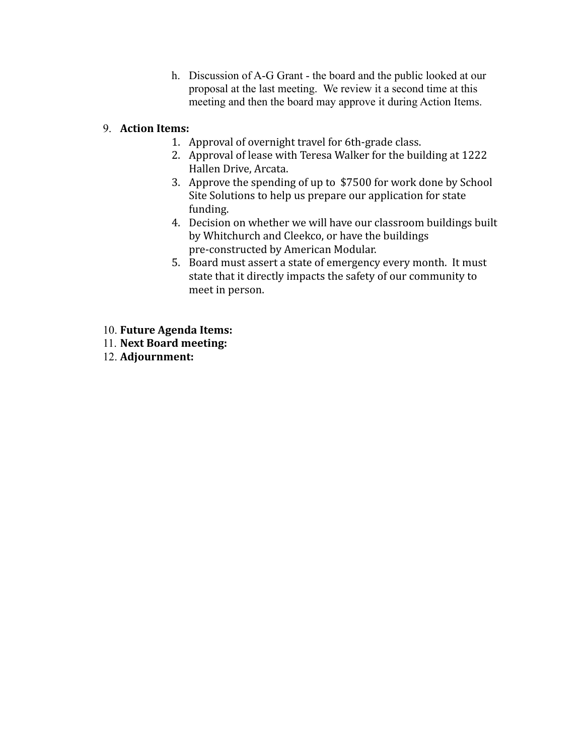h. Discussion of A-G Grant - the board and the public looked at our proposal at the last meeting. We review it a second time at this meeting and then the board may approve it during Action Items.

9. **Action Items:**
    1. Approval of overnight travel for 6th-grade class.
    2. Approval of lease with Teresa Walker for the building at 1222 Hallen Drive, Arcata.
    3. Approve the spending of up to $7500 for work done by School Site Solutions to help us prepare our application for state funding.
    4. Decision on whether we will have our classroom buildings built by Whitchurch and Cleekco, or have the buildings pre-constructed by American Modular.
    5. Board must assert a state of emergency every month. It must state that it directly impacts the safety of our community to meet in person.

10. **Future Agenda Items:**
11. **Next Board meeting:**
12. **Adjournment:**